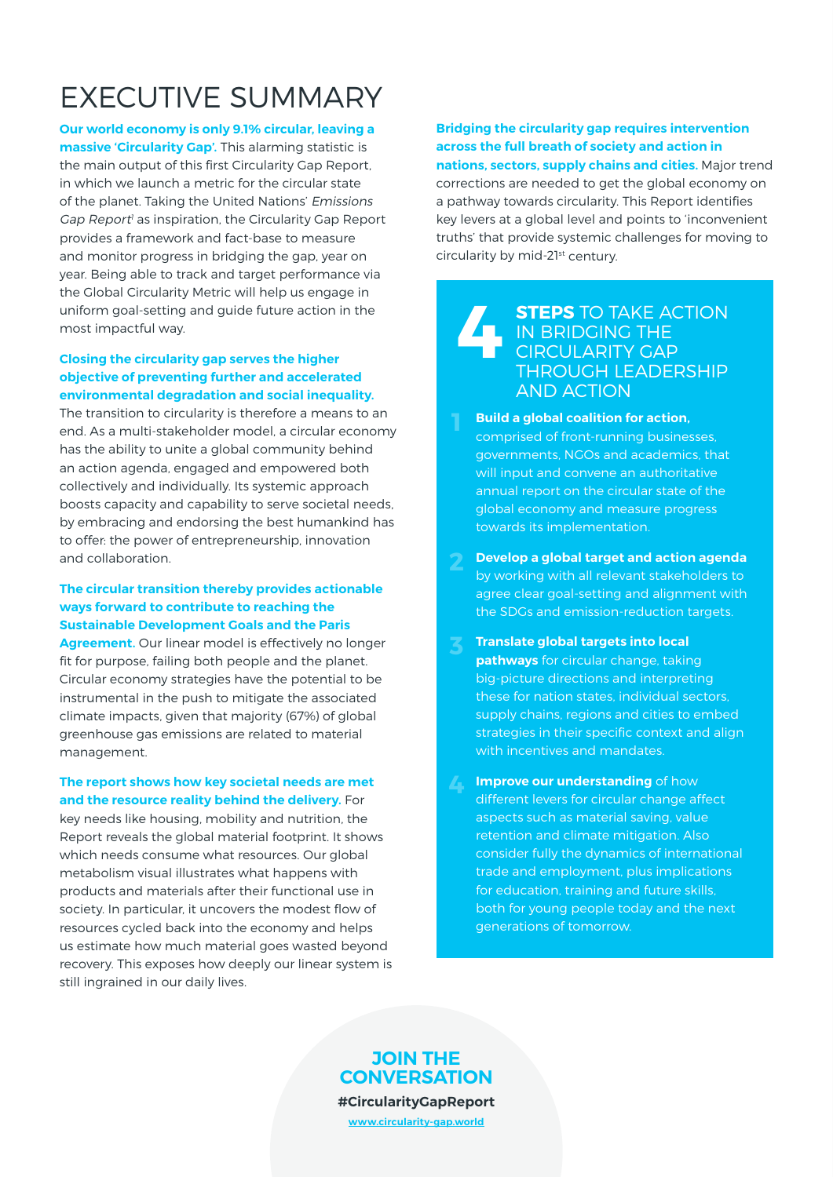# EXECUTIVE SUMMARY

**Our world economy is only 9.1% circular, leaving a massive 'Circularity Gap'.** This alarming statistic is the main output of this first Circularity Gap Report, in which we launch a metric for the circular state of the planet. Taking the United Nations' *Emissions Gap Report*[1] as inspiration, the Circularity Gap Report provides a framework and fact-base to measure and monitor progress in bridging the gap, year on year. Being able to track and target performance via the Global Circularity Metric will help us engage in uniform goal-setting and guide future action in the most impactful way.

**Closing the circularity gap serves the higher objective of preventing further and accelerated environmental degradation and social inequality.** The transition to circularity is therefore a means to an end. As a multi-stakeholder model, a circular economy has the ability to unite a global community behind an action agenda, engaged and empowered both collectively and individually. Its systemic approach boosts capacity and capability to serve societal needs, by embracing and endorsing the best humankind has to offer: the power of entrepreneurship, innovation and collaboration.

**The circular transition thereby provides actionable ways forward to contribute to reaching the Sustainable Development Goals and the Paris Agreement.** Our linear model is effectively no longer fit for purpose, failing both people and the planet. Circular economy strategies have the potential to be instrumental in the push to mitigate the associated climate impacts, given that majority (67%) of global greenhouse gas emissions are related to material management.

**The report shows how key societal needs are met and the resource reality behind the delivery.** For key needs like housing, mobility and nutrition, the Report reveals the global material footprint. It shows which needs consume what resources. Our global metabolism visual illustrates what happens with products and materials after their functional use in society. In particular, it uncovers the modest flow of resources cycled back into the economy and helps us estimate how much material goes wasted beyond recovery. This exposes how deeply our linear system is still ingrained in our daily lives.

**Bridging the circularity gap requires intervention across the full breath of society and action in nations, sectors, supply chains and cities.** Major trend corrections are needed to get the global economy on a pathway towards circularity. This Report identifies key levers at a global level and points to 'inconvenient truths' that provide systemic challenges for moving to circularity by mid-21st century.

## 4 STEPS TO TAKE ACTION IN BRIDGING THE CIRCULARITY GAP THROUGH LEADERSHIP AND ACTION

1. **Build a global coalition for action,** comprised of front-running businesses, governments, NGOs and academics, that will input and convene an authoritative annual report on the circular state of the global economy and measure progress towards its implementation.
2. **Develop a global target and action agenda** by working with all relevant stakeholders to agree clear goal-setting and alignment with the SDGs and emission-reduction targets.
3. **Translate global targets into local pathways** for circular change, taking big-picture directions and interpreting these for nation states, individual sectors, supply chains, regions and cities to embed strategies in their specific context and align with incentives and mandates.
4. **Improve our understanding** of how different levers for circular change affect aspects such as material saving, value retention and climate mitigation. Also consider fully the dynamics of international trade and employment, plus implications for education, training and future skills, both for young people today and the next generations of tomorrow.

**JOIN THE CONVERSATION**

**#CircularityGapReport**

www.circularity-gap.world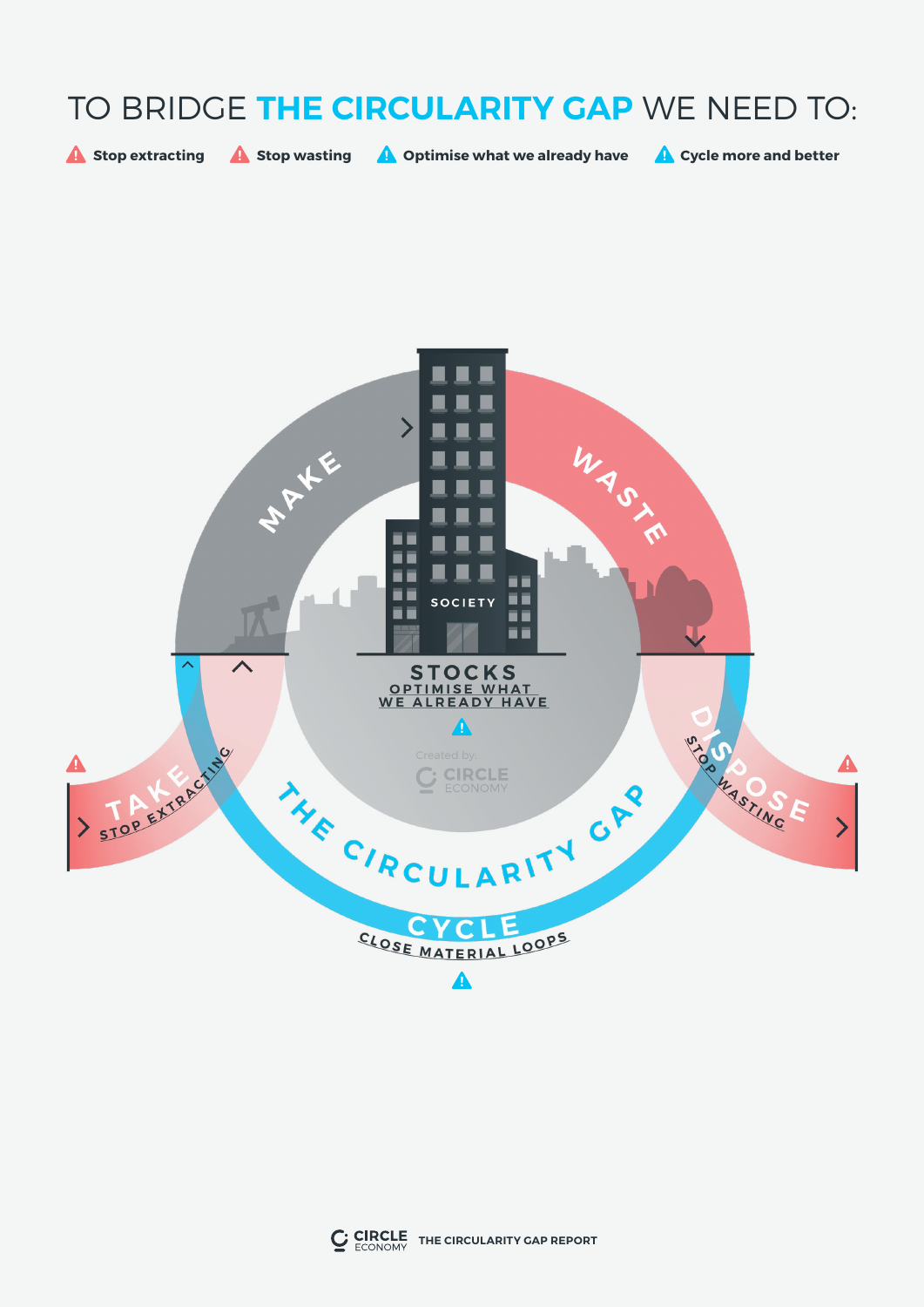# TO BRIDGE THE CIRCULARITY GAP WE NEED TO:

⚠ Stop extracting ⚠ Stop wasting ⚠ Optimise what we already have ⚠ Cycle more and better

MAKE

WASTE

SOCIETY

STOCKS

OPTIMISE WHAT WE ALREADY HAVE

TAKE

STOP EXTRACTING

DISPOSE

STOP WASTING

THE CIRCULARITY GAP

CYCLE

CLOSE MATERIAL LOOPS

Created by: CIRCLE ECONOMY

CIRCLE ECONOMY THE CIRCULARITY GAP REPORT